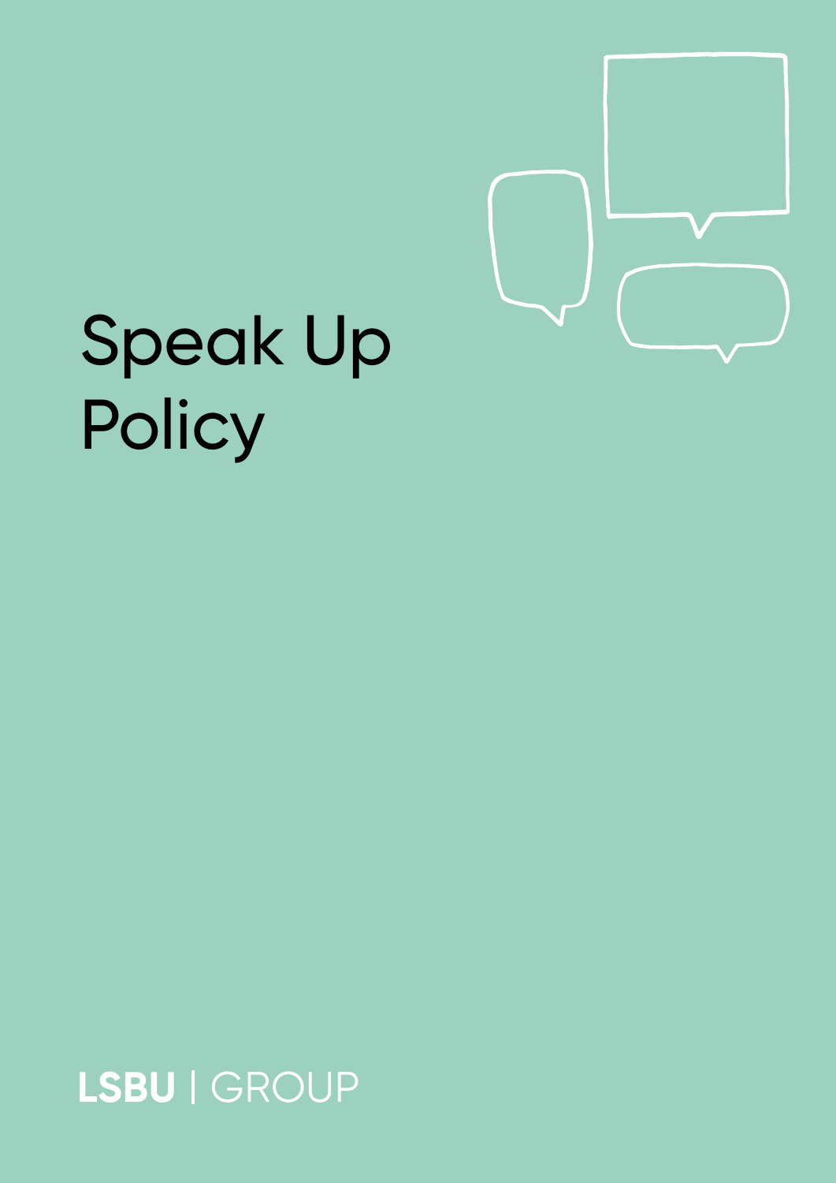# Speak Up Policy

LSBU | GROUP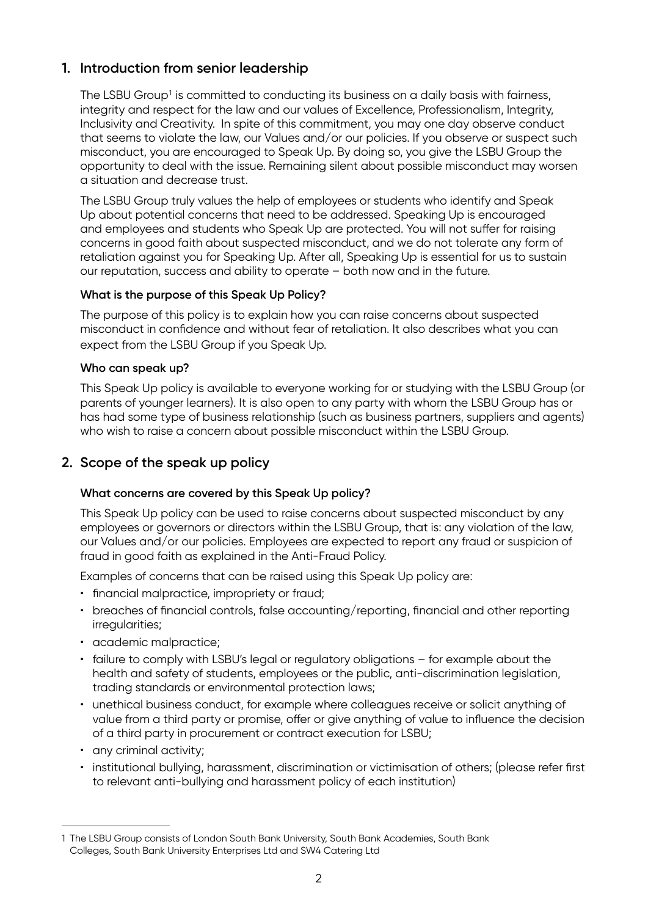## 1. Introduction from senior leadership

The LSBU Group[1] is committed to conducting its business on a daily basis with fairness, integrity and respect for the law and our values of Excellence, Professionalism, Integrity, Inclusivity and Creativity. In spite of this commitment, you may one day observe conduct that seems to violate the law, our Values and/or our policies. If you observe or suspect such misconduct, you are encouraged to Speak Up. By doing so, you give the LSBU Group the opportunity to deal with the issue. Remaining silent about possible misconduct may worsen a situation and decrease trust.

The LSBU Group truly values the help of employees or students who identify and Speak Up about potential concerns that need to be addressed. Speaking Up is encouraged and employees and students who Speak Up are protected. You will not suffer for raising concerns in good faith about suspected misconduct, and we do not tolerate any form of retaliation against you for Speaking Up. After all, Speaking Up is essential for us to sustain our reputation, success and ability to operate – both now and in the future.

**What is the purpose of this Speak Up Policy?**

The purpose of this policy is to explain how you can raise concerns about suspected misconduct in confidence and without fear of retaliation. It also describes what you can expect from the LSBU Group if you Speak Up.

**Who can speak up?**

This Speak Up policy is available to everyone working for or studying with the LSBU Group (or parents of younger learners). It is also open to any party with whom the LSBU Group has or has had some type of business relationship (such as business partners, suppliers and agents) who wish to raise a concern about possible misconduct within the LSBU Group.

## 2. Scope of the speak up policy

**What concerns are covered by this Speak Up policy?**

This Speak Up policy can be used to raise concerns about suspected misconduct by any employees or governors or directors within the LSBU Group, that is: any violation of the law, our Values and/or our policies. Employees are expected to report any fraud or suspicion of fraud in good faith as explained in the Anti-Fraud Policy.

Examples of concerns that can be raised using this Speak Up policy are:

- financial malpractice, impropriety or fraud;
- breaches of financial controls, false accounting/reporting, financial and other reporting irregularities;
- academic malpractice;
- failure to comply with LSBU's legal or regulatory obligations – for example about the health and safety of students, employees or the public, anti-discrimination legislation, trading standards or environmental protection laws;
- unethical business conduct, for example where colleagues receive or solicit anything of value from a third party or promise, offer or give anything of value to influence the decision of a third party in procurement or contract execution for LSBU;
- any criminal activity;
- institutional bullying, harassment, discrimination or victimisation of others; (please refer first to relevant anti-bullying and harassment policy of each institution)

---

[1] The LSBU Group consists of London South Bank University, South Bank Academies, South Bank Colleges, South Bank University Enterprises Ltd and SW4 Catering Ltd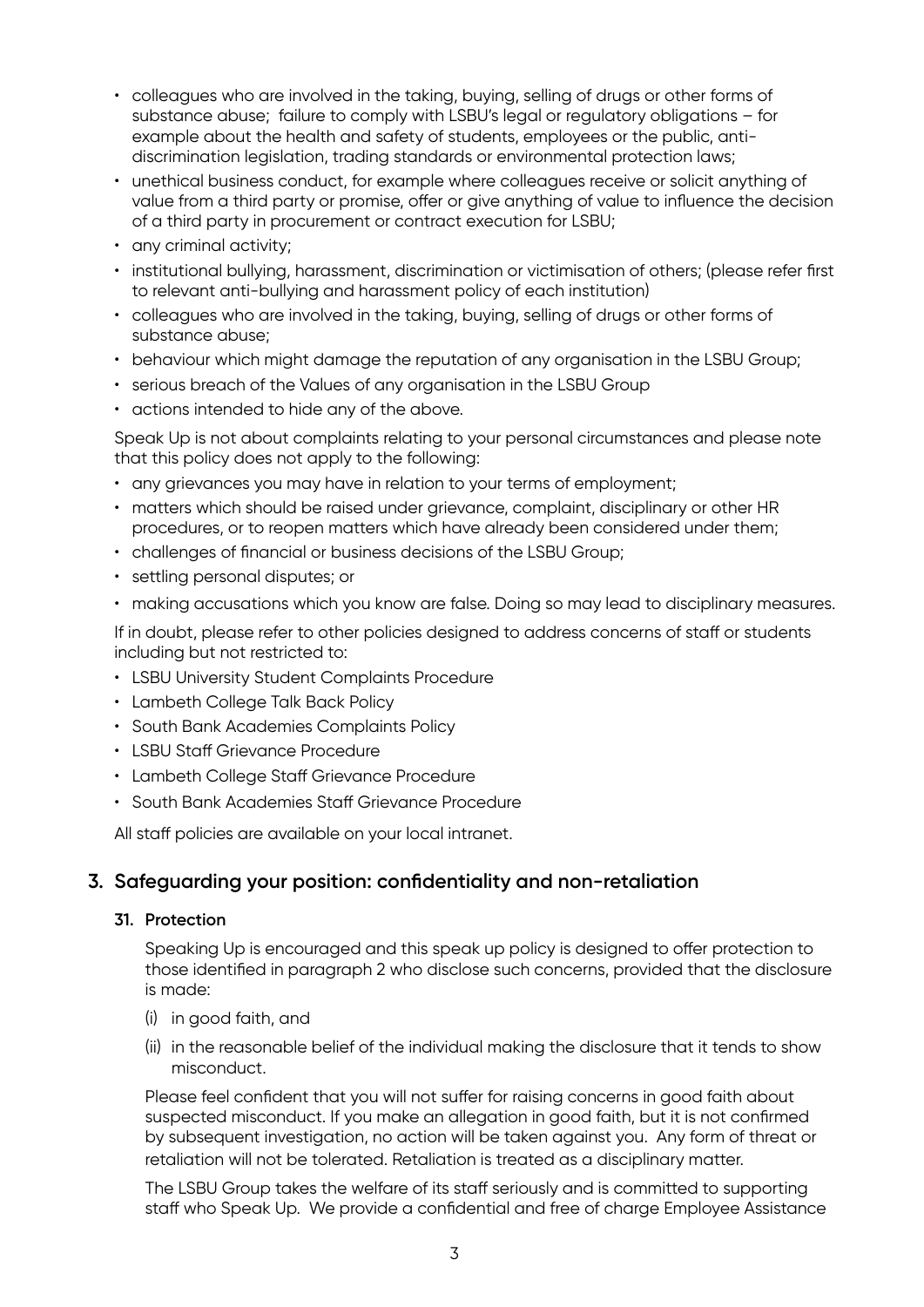- colleagues who are involved in the taking, buying, selling of drugs or other forms of substance abuse; failure to comply with LSBU's legal or regulatory obligations – for example about the health and safety of students, employees or the public, anti-discrimination legislation, trading standards or environmental protection laws;
- unethical business conduct, for example where colleagues receive or solicit anything of value from a third party or promise, offer or give anything of value to influence the decision of a third party in procurement or contract execution for LSBU;
- any criminal activity;
- institutional bullying, harassment, discrimination or victimisation of others; (please refer first to relevant anti-bullying and harassment policy of each institution)
- colleagues who are involved in the taking, buying, selling of drugs or other forms of substance abuse;
- behaviour which might damage the reputation of any organisation in the LSBU Group;
- serious breach of the Values of any organisation in the LSBU Group
- actions intended to hide any of the above.

Speak Up is not about complaints relating to your personal circumstances and please note that this policy does not apply to the following:

- any grievances you may have in relation to your terms of employment;
- matters which should be raised under grievance, complaint, disciplinary or other HR procedures, or to reopen matters which have already been considered under them;
- challenges of financial or business decisions of the LSBU Group;
- settling personal disputes; or
- making accusations which you know are false. Doing so may lead to disciplinary measures.

If in doubt, please refer to other policies designed to address concerns of staff or students including but not restricted to:

- LSBU University Student Complaints Procedure
- Lambeth College Talk Back Policy
- South Bank Academies Complaints Policy
- LSBU Staff Grievance Procedure
- Lambeth College Staff Grievance Procedure
- South Bank Academies Staff Grievance Procedure

All staff policies are available on your local intranet.

## 3. Safeguarding your position: confidentiality and non-retaliation

### 31. Protection

Speaking Up is encouraged and this speak up policy is designed to offer protection to those identified in paragraph 2 who disclose such concerns, provided that the disclosure is made:

(i) in good faith, and

(ii) in the reasonable belief of the individual making the disclosure that it tends to show misconduct.

Please feel confident that you will not suffer for raising concerns in good faith about suspected misconduct. If you make an allegation in good faith, but it is not confirmed by subsequent investigation, no action will be taken against you. Any form of threat or retaliation will not be tolerated. Retaliation is treated as a disciplinary matter.

The LSBU Group takes the welfare of its staff seriously and is committed to supporting staff who Speak Up. We provide a confidential and free of charge Employee Assistance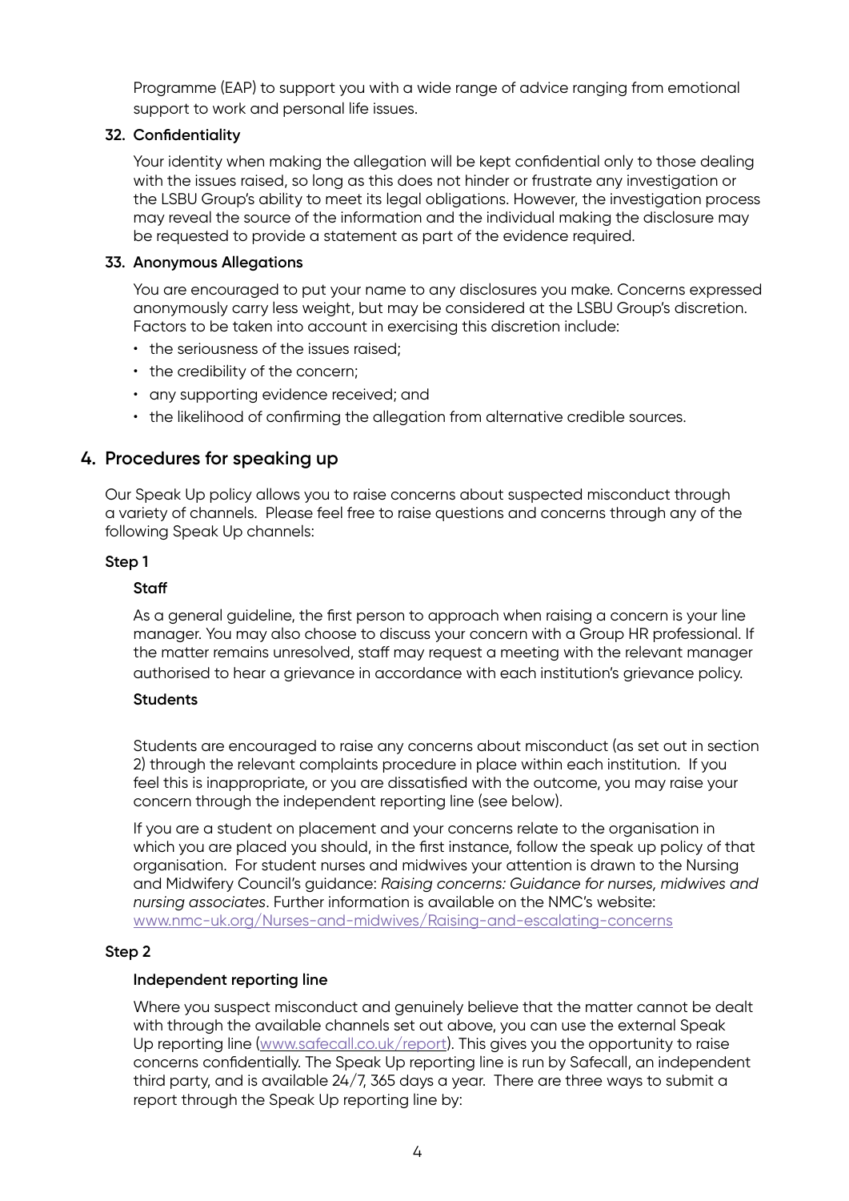Programme (EAP) to support you with a wide range of advice ranging from emotional support to work and personal life issues.

**32. Confidentiality**

Your identity when making the allegation will be kept confidential only to those dealing with the issues raised, so long as this does not hinder or frustrate any investigation or the LSBU Group's ability to meet its legal obligations. However, the investigation process may reveal the source of the information and the individual making the disclosure may be requested to provide a statement as part of the evidence required.

**33. Anonymous Allegations**

You are encouraged to put your name to any disclosures you make. Concerns expressed anonymously carry less weight, but may be considered at the LSBU Group's discretion. Factors to be taken into account in exercising this discretion include:

- the seriousness of the issues raised;
- the credibility of the concern;
- any supporting evidence received; and
- the likelihood of confirming the allegation from alternative credible sources.

## 4. Procedures for speaking up

Our Speak Up policy allows you to raise concerns about suspected misconduct through a variety of channels. Please feel free to raise questions and concerns through any of the following Speak Up channels:

**Step 1**

**Staff**

As a general guideline, the first person to approach when raising a concern is your line manager. You may also choose to discuss your concern with a Group HR professional. If the matter remains unresolved, staff may request a meeting with the relevant manager authorised to hear a grievance in accordance with each institution's grievance policy.

**Students**

Students are encouraged to raise any concerns about misconduct (as set out in section 2) through the relevant complaints procedure in place within each institution. If you feel this is inappropriate, or you are dissatisfied with the outcome, you may raise your concern through the independent reporting line (see below).

If you are a student on placement and your concerns relate to the organisation in which you are placed you should, in the first instance, follow the speak up policy of that organisation. For student nurses and midwives your attention is drawn to the Nursing and Midwifery Council's guidance: *Raising concerns: Guidance for nurses, midwives and nursing associates*. Further information is available on the NMC's website: www.nmc-uk.org/Nurses-and-midwives/Raising-and-escalating-concerns

**Step 2**

**Independent reporting line**

Where you suspect misconduct and genuinely believe that the matter cannot be dealt with through the available channels set out above, you can use the external Speak Up reporting line (www.safecall.co.uk/report). This gives you the opportunity to raise concerns confidentially. The Speak Up reporting line is run by Safecall, an independent third party, and is available 24/7, 365 days a year. There are three ways to submit a report through the Speak Up reporting line by: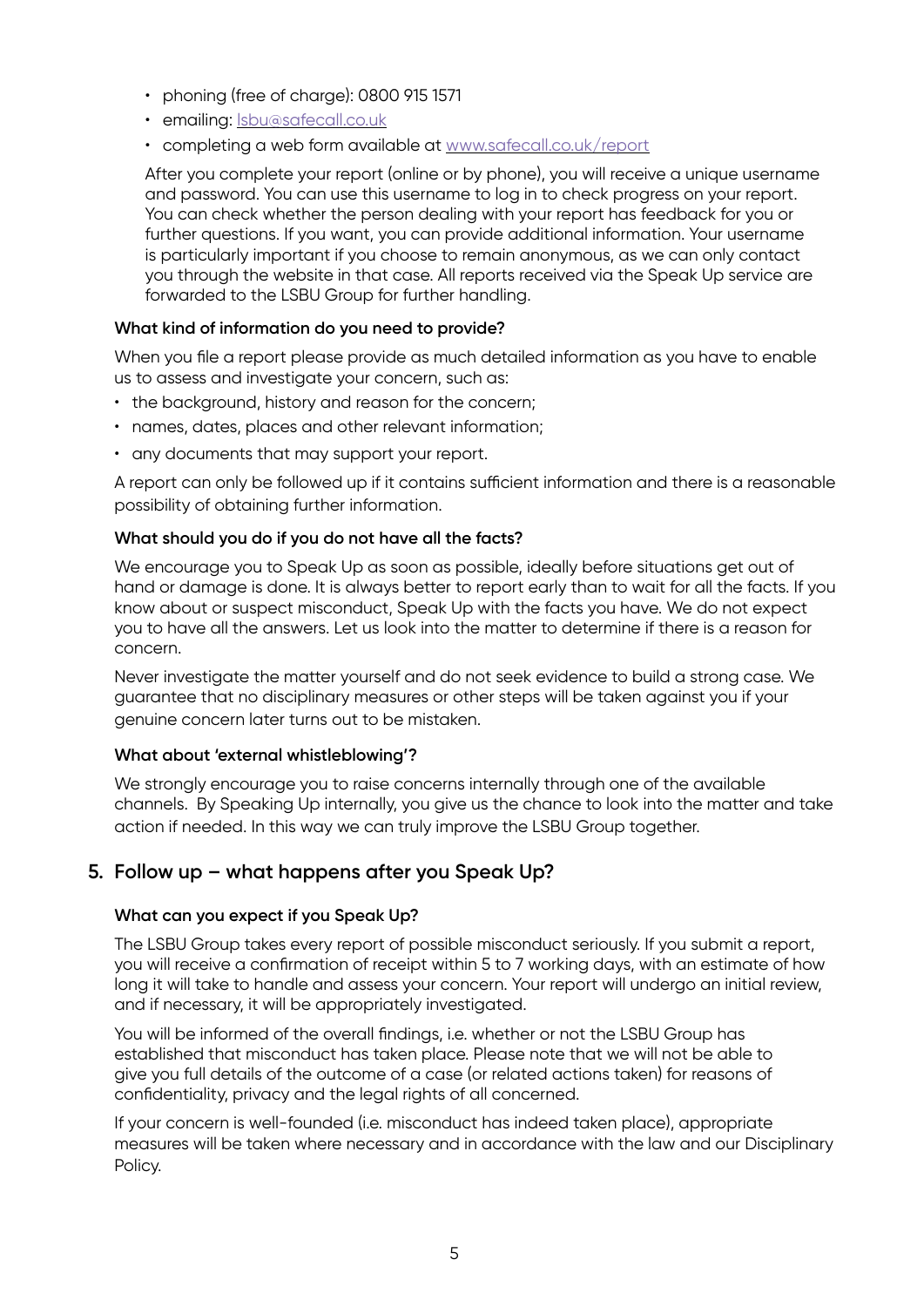- phoning (free of charge): 0800 915 1571
- emailing: lsbu@safecall.co.uk
- completing a web form available at www.safecall.co.uk/report

After you complete your report (online or by phone), you will receive a unique username and password. You can use this username to log in to check progress on your report. You can check whether the person dealing with your report has feedback for you or further questions. If you want, you can provide additional information. Your username is particularly important if you choose to remain anonymous, as we can only contact you through the website in that case. All reports received via the Speak Up service are forwarded to the LSBU Group for further handling.

### What kind of information do you need to provide?

When you file a report please provide as much detailed information as you have to enable us to assess and investigate your concern, such as:

- the background, history and reason for the concern;
- names, dates, places and other relevant information;
- any documents that may support your report.

A report can only be followed up if it contains sufficient information and there is a reasonable possibility of obtaining further information.

### What should you do if you do not have all the facts?

We encourage you to Speak Up as soon as possible, ideally before situations get out of hand or damage is done. It is always better to report early than to wait for all the facts. If you know about or suspect misconduct, Speak Up with the facts you have. We do not expect you to have all the answers. Let us look into the matter to determine if there is a reason for concern.

Never investigate the matter yourself and do not seek evidence to build a strong case. We guarantee that no disciplinary measures or other steps will be taken against you if your genuine concern later turns out to be mistaken.

### What about 'external whistleblowing'?

We strongly encourage you to raise concerns internally through one of the available channels. By Speaking Up internally, you give us the chance to look into the matter and take action if needed. In this way we can truly improve the LSBU Group together.

## 5. Follow up – what happens after you Speak Up?

### What can you expect if you Speak Up?

The LSBU Group takes every report of possible misconduct seriously. If you submit a report, you will receive a confirmation of receipt within 5 to 7 working days, with an estimate of how long it will take to handle and assess your concern. Your report will undergo an initial review, and if necessary, it will be appropriately investigated.

You will be informed of the overall findings, i.e. whether or not the LSBU Group has established that misconduct has taken place. Please note that we will not be able to give you full details of the outcome of a case (or related actions taken) for reasons of confidentiality, privacy and the legal rights of all concerned.

If your concern is well-founded (i.e. misconduct has indeed taken place), appropriate measures will be taken where necessary and in accordance with the law and our Disciplinary Policy.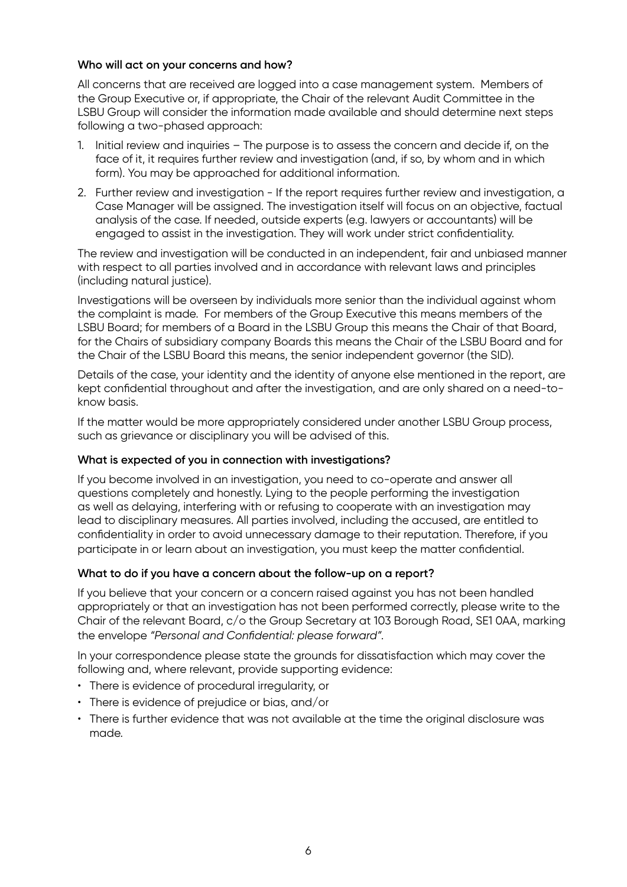**Who will act on your concerns and how?**

All concerns that are received are logged into a case management system. Members of the Group Executive or, if appropriate, the Chair of the relevant Audit Committee in the LSBU Group will consider the information made available and should determine next steps following a two-phased approach:

1. Initial review and inquiries – The purpose is to assess the concern and decide if, on the face of it, it requires further review and investigation (and, if so, by whom and in which form). You may be approached for additional information.
2. Further review and investigation - If the report requires further review and investigation, a Case Manager will be assigned. The investigation itself will focus on an objective, factual analysis of the case. If needed, outside experts (e.g. lawyers or accountants) will be engaged to assist in the investigation. They will work under strict confidentiality.

The review and investigation will be conducted in an independent, fair and unbiased manner with respect to all parties involved and in accordance with relevant laws and principles (including natural justice).

Investigations will be overseen by individuals more senior than the individual against whom the complaint is made. For members of the Group Executive this means members of the LSBU Board; for members of a Board in the LSBU Group this means the Chair of that Board, for the Chairs of subsidiary company Boards this means the Chair of the LSBU Board and for the Chair of the LSBU Board this means, the senior independent governor (the SID).

Details of the case, your identity and the identity of anyone else mentioned in the report, are kept confidential throughout and after the investigation, and are only shared on a need-to-know basis.

If the matter would be more appropriately considered under another LSBU Group process, such as grievance or disciplinary you will be advised of this.

**What is expected of you in connection with investigations?**

If you become involved in an investigation, you need to co-operate and answer all questions completely and honestly. Lying to the people performing the investigation as well as delaying, interfering with or refusing to cooperate with an investigation may lead to disciplinary measures. All parties involved, including the accused, are entitled to confidentiality in order to avoid unnecessary damage to their reputation. Therefore, if you participate in or learn about an investigation, you must keep the matter confidential.

**What to do if you have a concern about the follow-up on a report?**

If you believe that your concern or a concern raised against you has not been handled appropriately or that an investigation has not been performed correctly, please write to the Chair of the relevant Board, c/o the Group Secretary at 103 Borough Road, SE1 0AA, marking the envelope *"Personal and Confidential: please forward".*

In your correspondence please state the grounds for dissatisfaction which may cover the following and, where relevant, provide supporting evidence:

- There is evidence of procedural irregularity, or
- There is evidence of prejudice or bias, and/or
- There is further evidence that was not available at the time the original disclosure was made.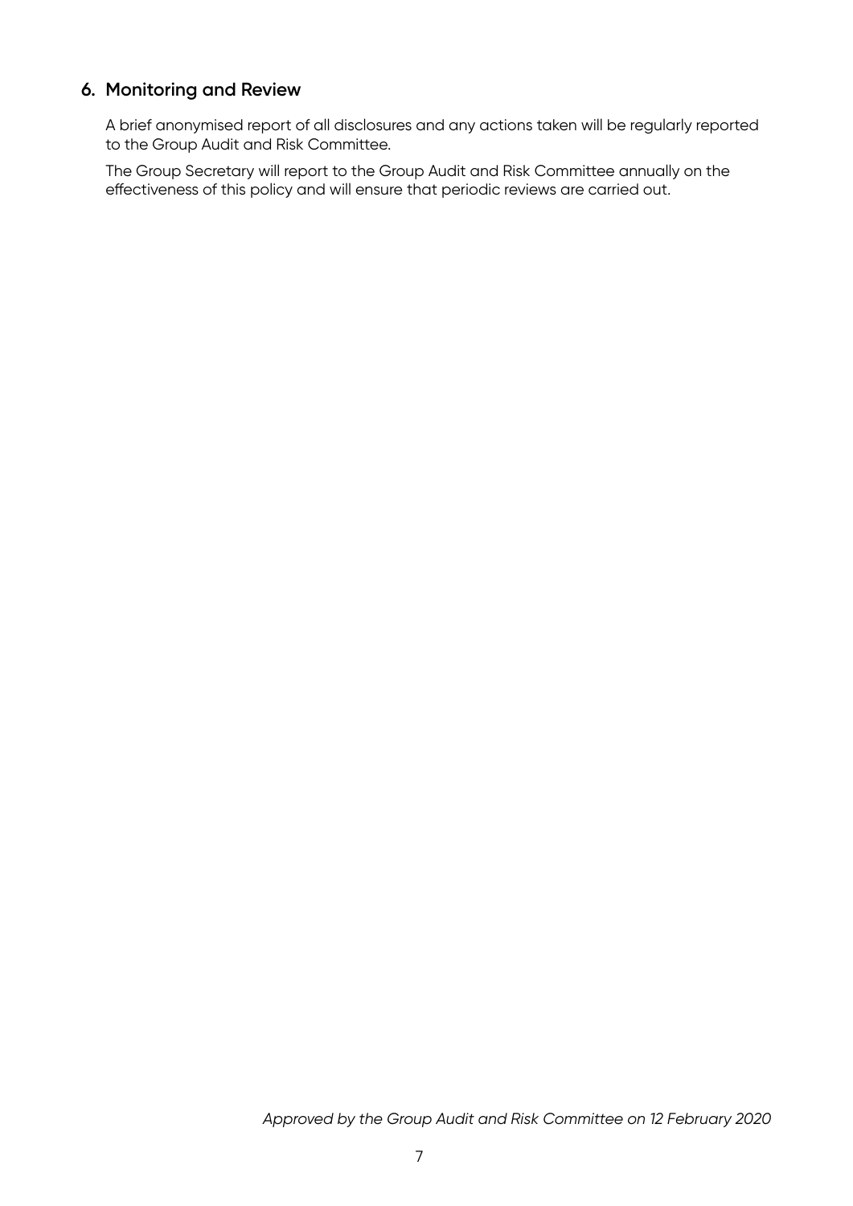## 6. Monitoring and Review

A brief anonymised report of all disclosures and any actions taken will be regularly reported to the Group Audit and Risk Committee.

The Group Secretary will report to the Group Audit and Risk Committee annually on the effectiveness of this policy and will ensure that periodic reviews are carried out.

*Approved by the Group Audit and Risk Committee on 12 February 2020*